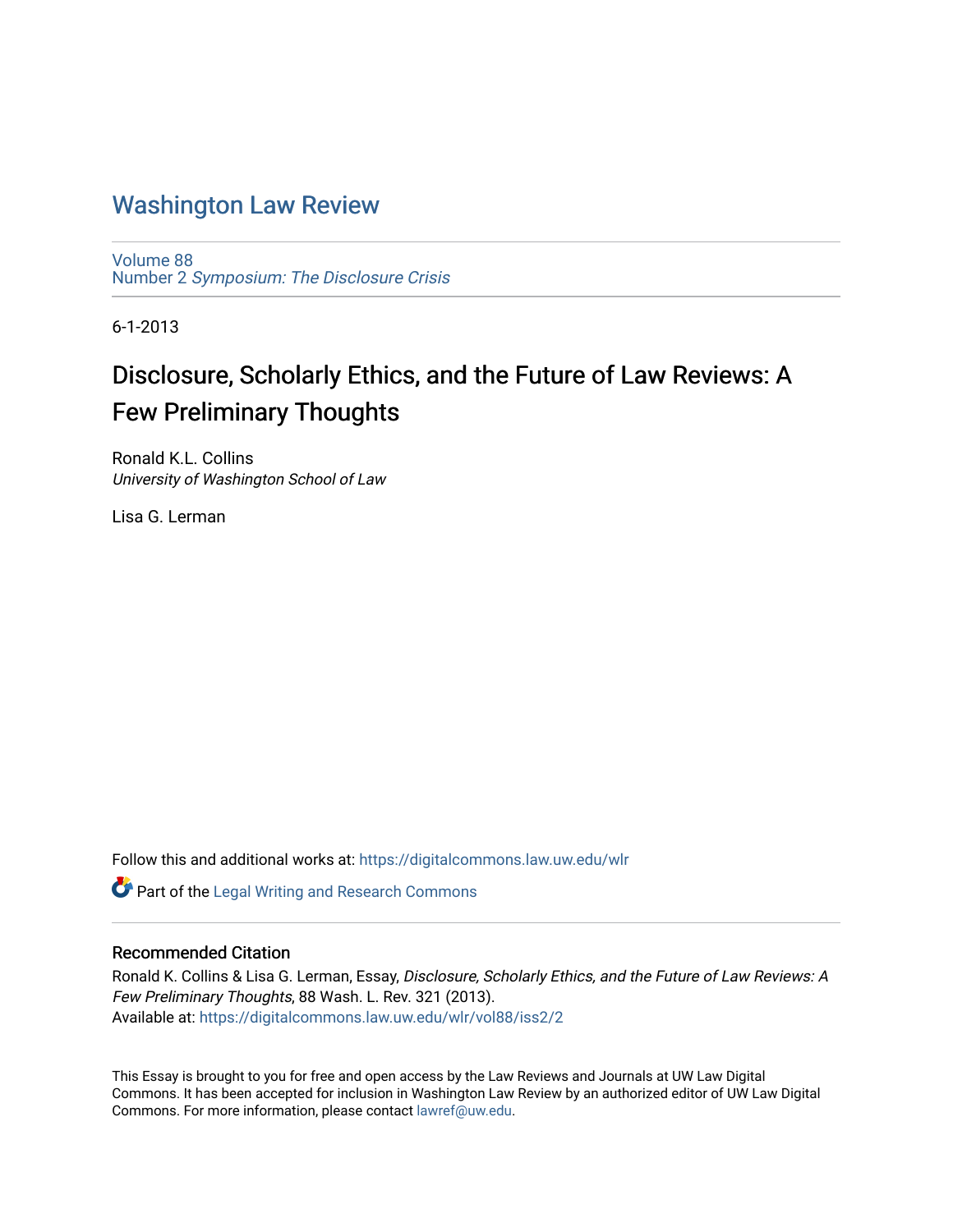# Washington Law Review

Volume 88
Number 2 *Symposium: The Disclosure Crisis*

6-1-2013

## Disclosure, Scholarly Ethics, and the Future of Law Reviews: A Few Preliminary Thoughts

Ronald K.L. Collins
*University of Washington School of Law*

Lisa G. Lerman

Follow this and additional works at: https://digitalcommons.law.uw.edu/wlr

Part of the Legal Writing and Research Commons

### Recommended Citation

Ronald K. Collins & Lisa G. Lerman, Essay, *Disclosure, Scholarly Ethics, and the Future of Law Reviews: A Few Preliminary Thoughts*, 88 Wash. L. Rev. 321 (2013).
Available at: https://digitalcommons.law.uw.edu/wlr/vol88/iss2/2

This Essay is brought to you for free and open access by the Law Reviews and Journals at UW Law Digital Commons. It has been accepted for inclusion in Washington Law Review by an authorized editor of UW Law Digital Commons. For more information, please contact lawref@uw.edu.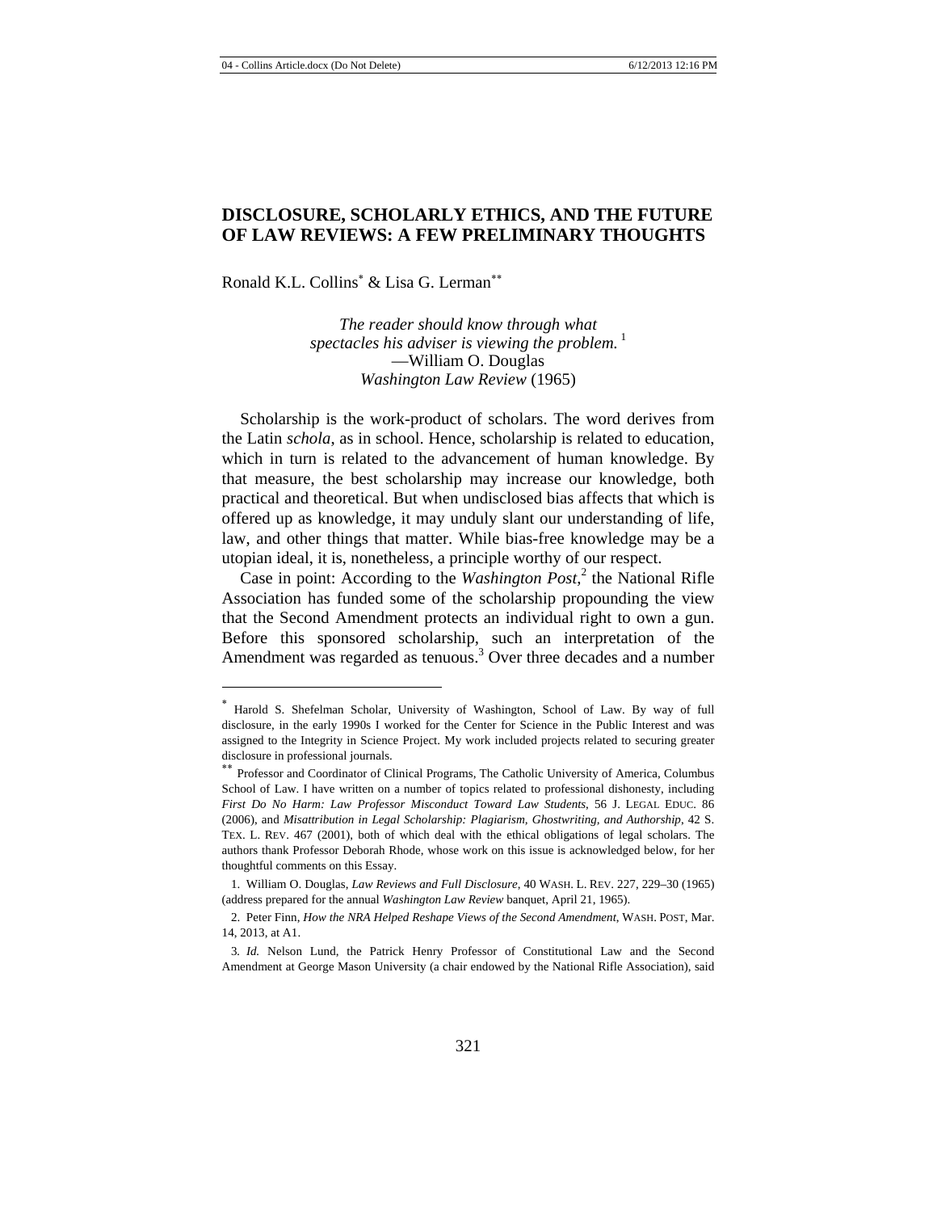# DISCLOSURE, SCHOLARLY ETHICS, AND THE FUTURE OF LAW REVIEWS: A FEW PRELIMINARY THOUGHTS

Ronald K.L. Collins[*] & Lisa G. Lerman[**]

> *The reader should know through what spectacles his adviser is viewing the problem.*[1]
> —William O. Douglas
> *Washington Law Review* (1965)

Scholarship is the work-product of scholars. The word derives from the Latin *schola*, as in school. Hence, scholarship is related to education, which in turn is related to the advancement of human knowledge. By that measure, the best scholarship may increase our knowledge, both practical and theoretical. But when undisclosed bias affects that which is offered up as knowledge, it may unduly slant our understanding of life, law, and other things that matter. While bias-free knowledge may be a utopian ideal, it is, nonetheless, a principle worthy of our respect.

Case in point: According to the *Washington Post*,[2] the National Rifle Association has funded some of the scholarship propounding the view that the Second Amendment protects an individual right to own a gun. Before this sponsored scholarship, such an interpretation of the Amendment was regarded as tenuous.[3] Over three decades and a number

---

[*] Harold S. Shefelman Scholar, University of Washington, School of Law. By way of full disclosure, in the early 1990s I worked for the Center for Science in the Public Interest and was assigned to the Integrity in Science Project. My work included projects related to securing greater disclosure in professional journals.

[**] Professor and Coordinator of Clinical Programs, The Catholic University of America, Columbus School of Law. I have written on a number of topics related to professional dishonesty, including *First Do No Harm: Law Professor Misconduct Toward Law Students*, 56 J. LEGAL EDUC. 86 (2006), and *Misattribution in Legal Scholarship: Plagiarism, Ghostwriting, and Authorship*, 42 S. TEX. L. REV. 467 (2001), both of which deal with the ethical obligations of legal scholars. The authors thank Professor Deborah Rhode, whose work on this issue is acknowledged below, for her thoughtful comments on this Essay.

1. William O. Douglas, *Law Reviews and Full Disclosure*, 40 WASH. L. REV. 227, 229–30 (1965) (address prepared for the annual *Washington Law Review* banquet, April 21, 1965).

2. Peter Finn, *How the NRA Helped Reshape Views of the Second Amendment*, WASH. POST, Mar. 14, 2013, at A1.

3. *Id.* Nelson Lund, the Patrick Henry Professor of Constitutional Law and the Second Amendment at George Mason University (a chair endowed by the National Rifle Association), said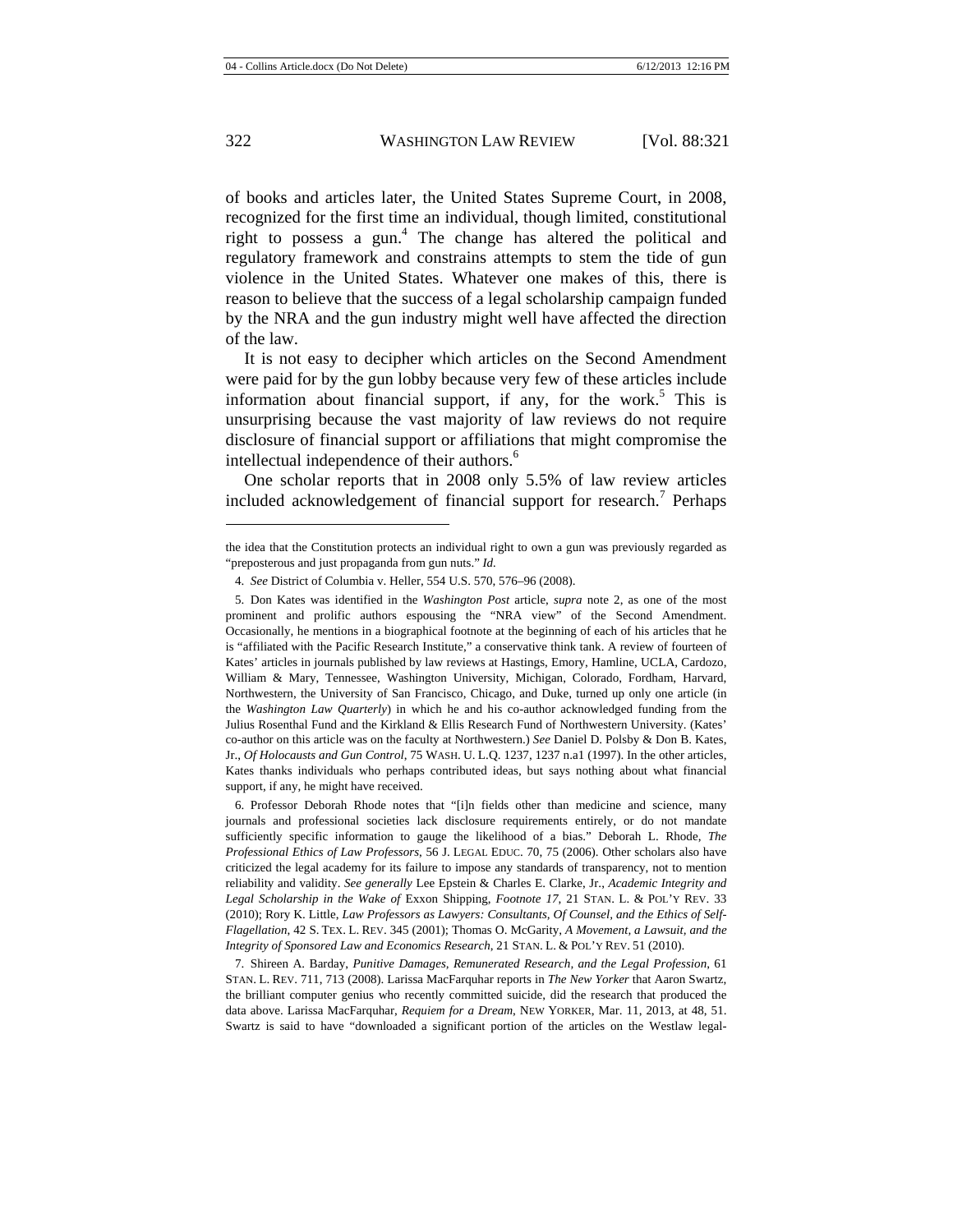of books and articles later, the United States Supreme Court, in 2008, recognized for the first time an individual, though limited, constitutional right to possess a gun.[4] The change has altered the political and regulatory framework and constrains attempts to stem the tide of gun violence in the United States. Whatever one makes of this, there is reason to believe that the success of a legal scholarship campaign funded by the NRA and the gun industry might well have affected the direction of the law.

It is not easy to decipher which articles on the Second Amendment were paid for by the gun lobby because very few of these articles include information about financial support, if any, for the work.[5] This is unsurprising because the vast majority of law reviews do not require disclosure of financial support or affiliations that might compromise the intellectual independence of their authors.[6]

One scholar reports that in 2008 only 5.5% of law review articles included acknowledgement of financial support for research.[7] Perhaps

---

the idea that the Constitution protects an individual right to own a gun was previously regarded as "preposterous and just propaganda from gun nuts." *Id.*

4. *See* District of Columbia v. Heller, 554 U.S. 570, 576–96 (2008).

5. Don Kates was identified in the *Washington Post* article, *supra* note 2, as one of the most prominent and prolific authors espousing the "NRA view" of the Second Amendment. Occasionally, he mentions in a biographical footnote at the beginning of each of his articles that he is "affiliated with the Pacific Research Institute," a conservative think tank. A review of fourteen of Kates' articles in journals published by law reviews at Hastings, Emory, Hamline, UCLA, Cardozo, William & Mary, Tennessee, Washington University, Michigan, Colorado, Fordham, Harvard, Northwestern, the University of San Francisco, Chicago, and Duke, turned up only one article (in the *Washington Law Quarterly*) in which he and his co-author acknowledged funding from the Julius Rosenthal Fund and the Kirkland & Ellis Research Fund of Northwestern University. (Kates' co-author on this article was on the faculty at Northwestern.) *See* Daniel D. Polsby & Don B. Kates, Jr., *Of Holocausts and Gun Control*, 75 WASH. U. L.Q. 1237, 1237 n.a1 (1997). In the other articles, Kates thanks individuals who perhaps contributed ideas, but says nothing about what financial support, if any, he might have received.

6. Professor Deborah Rhode notes that "[i]n fields other than medicine and science, many journals and professional societies lack disclosure requirements entirely, or do not mandate sufficiently specific information to gauge the likelihood of a bias." Deborah L. Rhode, *The Professional Ethics of Law Professors*, 56 J. LEGAL EDUC. 70, 75 (2006). Other scholars also have criticized the legal academy for its failure to impose any standards of transparency, not to mention reliability and validity. *See generally* Lee Epstein & Charles E. Clarke, Jr., *Academic Integrity and Legal Scholarship in the Wake of* Exxon Shipping, *Footnote 17*, 21 STAN. L. & POL'Y REV. 33 (2010); Rory K. Little, *Law Professors as Lawyers: Consultants, Of Counsel, and the Ethics of Self-Flagellation*, 42 S. TEX. L. REV. 345 (2001); Thomas O. McGarity, *A Movement, a Lawsuit, and the Integrity of Sponsored Law and Economics Research*, 21 STAN. L. & POL'Y REV. 51 (2010).

7. Shireen A. Barday, *Punitive Damages, Remunerated Research, and the Legal Profession*, 61 STAN. L. REV. 711, 713 (2008). Larissa MacFarquhar reports in *The New Yorker* that Aaron Swartz, the brilliant computer genius who recently committed suicide, did the research that produced the data above. Larissa MacFarquhar, *Requiem for a Dream*, NEW YORKER, Mar. 11, 2013, at 48, 51. Swartz is said to have "downloaded a significant portion of the articles on the Westlaw legal-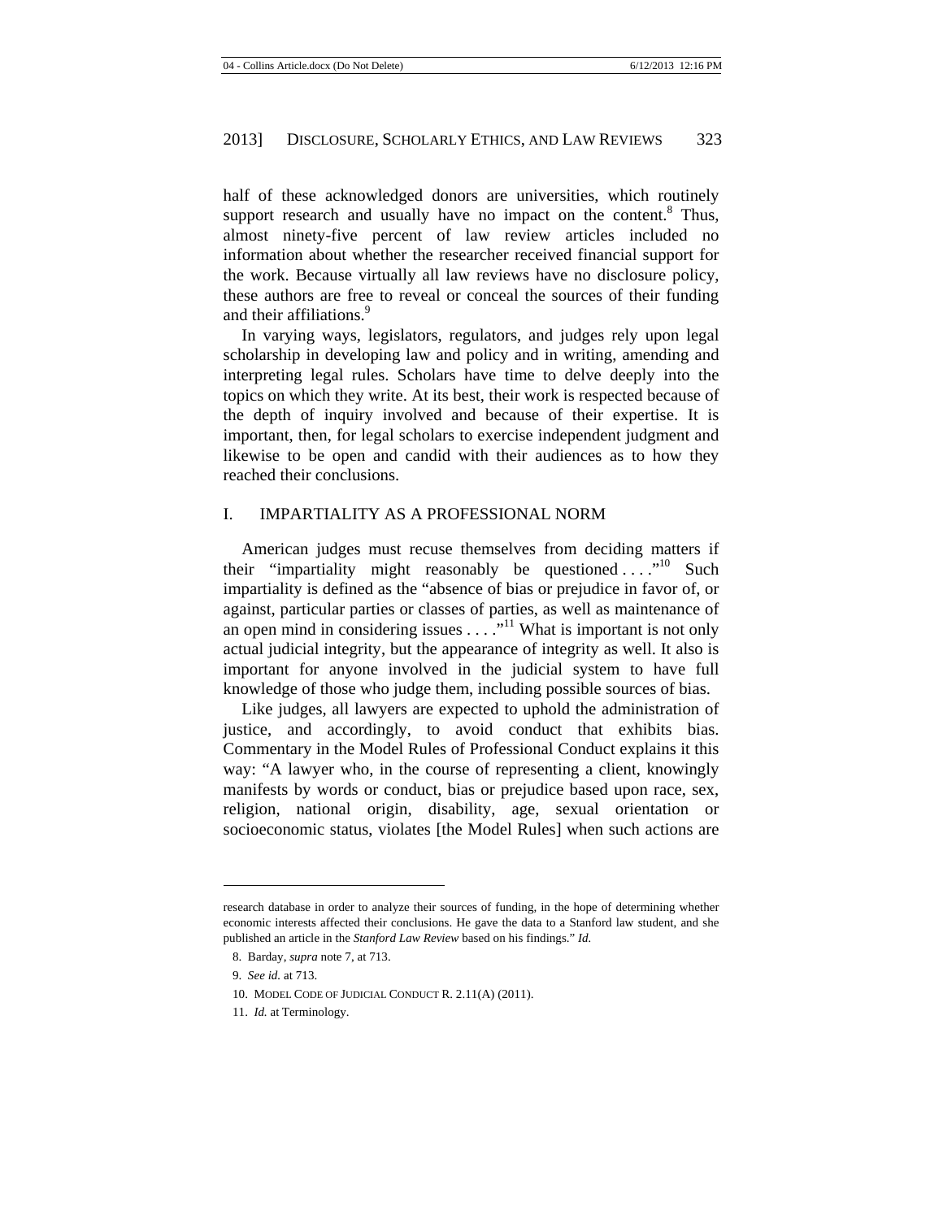half of these acknowledged donors are universities, which routinely support research and usually have no impact on the content.[8] Thus, almost ninety-five percent of law review articles included no information about whether the researcher received financial support for the work. Because virtually all law reviews have no disclosure policy, these authors are free to reveal or conceal the sources of their funding and their affiliations.[9]

In varying ways, legislators, regulators, and judges rely upon legal scholarship in developing law and policy and in writing, amending and interpreting legal rules. Scholars have time to delve deeply into the topics on which they write. At its best, their work is respected because of the depth of inquiry involved and because of their expertise. It is important, then, for legal scholars to exercise independent judgment and likewise to be open and candid with their audiences as to how they reached their conclusions.

## I. IMPARTIALITY AS A PROFESSIONAL NORM

American judges must recuse themselves from deciding matters if their "impartiality might reasonably be questioned . . . ."[10] Such impartiality is defined as the "absence of bias or prejudice in favor of, or against, particular parties or classes of parties, as well as maintenance of an open mind in considering issues . . . ."[11] What is important is not only actual judicial integrity, but the appearance of integrity as well. It also is important for anyone involved in the judicial system to have full knowledge of those who judge them, including possible sources of bias.

Like judges, all lawyers are expected to uphold the administration of justice, and accordingly, to avoid conduct that exhibits bias. Commentary in the Model Rules of Professional Conduct explains it this way: "A lawyer who, in the course of representing a client, knowingly manifests by words or conduct, bias or prejudice based upon race, sex, religion, national origin, disability, age, sexual orientation or socioeconomic status, violates [the Model Rules] when such actions are

---

research database in order to analyze their sources of funding, in the hope of determining whether economic interests affected their conclusions. He gave the data to a Stanford law student, and she published an article in the *Stanford Law Review* based on his findings." *Id.*

8. Barday, *supra* note 7, at 713.

9. *See id.* at 713.

10. MODEL CODE OF JUDICIAL CONDUCT R. 2.11(A) (2011).

11. *Id.* at Terminology.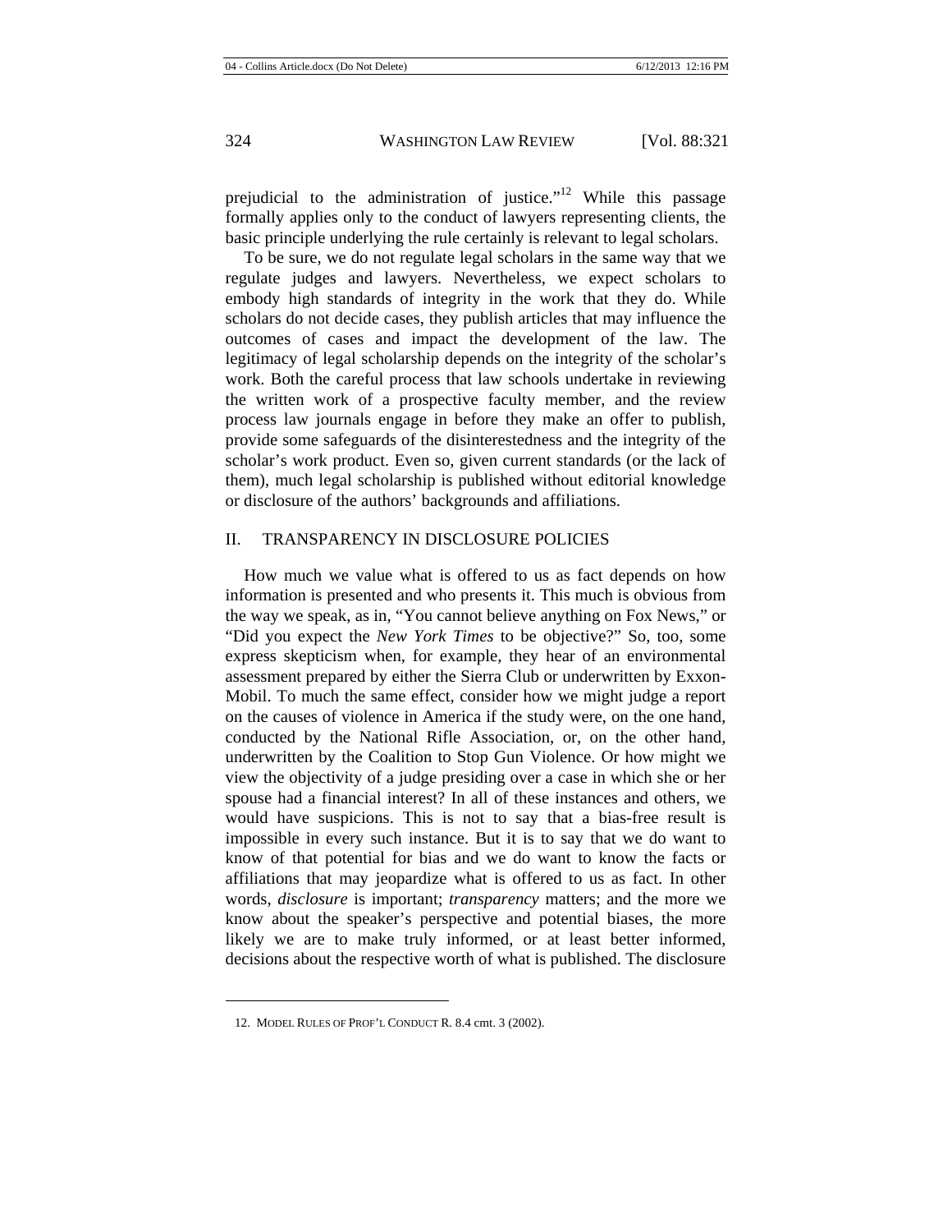prejudicial to the administration of justice."[12] While this passage formally applies only to the conduct of lawyers representing clients, the basic principle underlying the rule certainly is relevant to legal scholars.

To be sure, we do not regulate legal scholars in the same way that we regulate judges and lawyers. Nevertheless, we expect scholars to embody high standards of integrity in the work that they do. While scholars do not decide cases, they publish articles that may influence the outcomes of cases and impact the development of the law. The legitimacy of legal scholarship depends on the integrity of the scholar's work. Both the careful process that law schools undertake in reviewing the written work of a prospective faculty member, and the review process law journals engage in before they make an offer to publish, provide some safeguards of the disinterestedness and the integrity of the scholar's work product. Even so, given current standards (or the lack of them), much legal scholarship is published without editorial knowledge or disclosure of the authors' backgrounds and affiliations.

## II. TRANSPARENCY IN DISCLOSURE POLICIES

How much we value what is offered to us as fact depends on how information is presented and who presents it. This much is obvious from the way we speak, as in, "You cannot believe anything on Fox News," or "Did you expect the *New York Times* to be objective?" So, too, some express skepticism when, for example, they hear of an environmental assessment prepared by either the Sierra Club or underwritten by Exxon-Mobil. To much the same effect, consider how we might judge a report on the causes of violence in America if the study were, on the one hand, conducted by the National Rifle Association, or, on the other hand, underwritten by the Coalition to Stop Gun Violence. Or how might we view the objectivity of a judge presiding over a case in which she or her spouse had a financial interest? In all of these instances and others, we would have suspicions. This is not to say that a bias-free result is impossible in every such instance. But it is to say that we do want to know of that potential for bias and we do want to know the facts or affiliations that may jeopardize what is offered to us as fact. In other words, *disclosure* is important; *transparency* matters; and the more we know about the speaker's perspective and potential biases, the more likely we are to make truly informed, or at least better informed, decisions about the respective worth of what is published. The disclosure

12. MODEL RULES OF PROF'L CONDUCT R. 8.4 cmt. 3 (2002).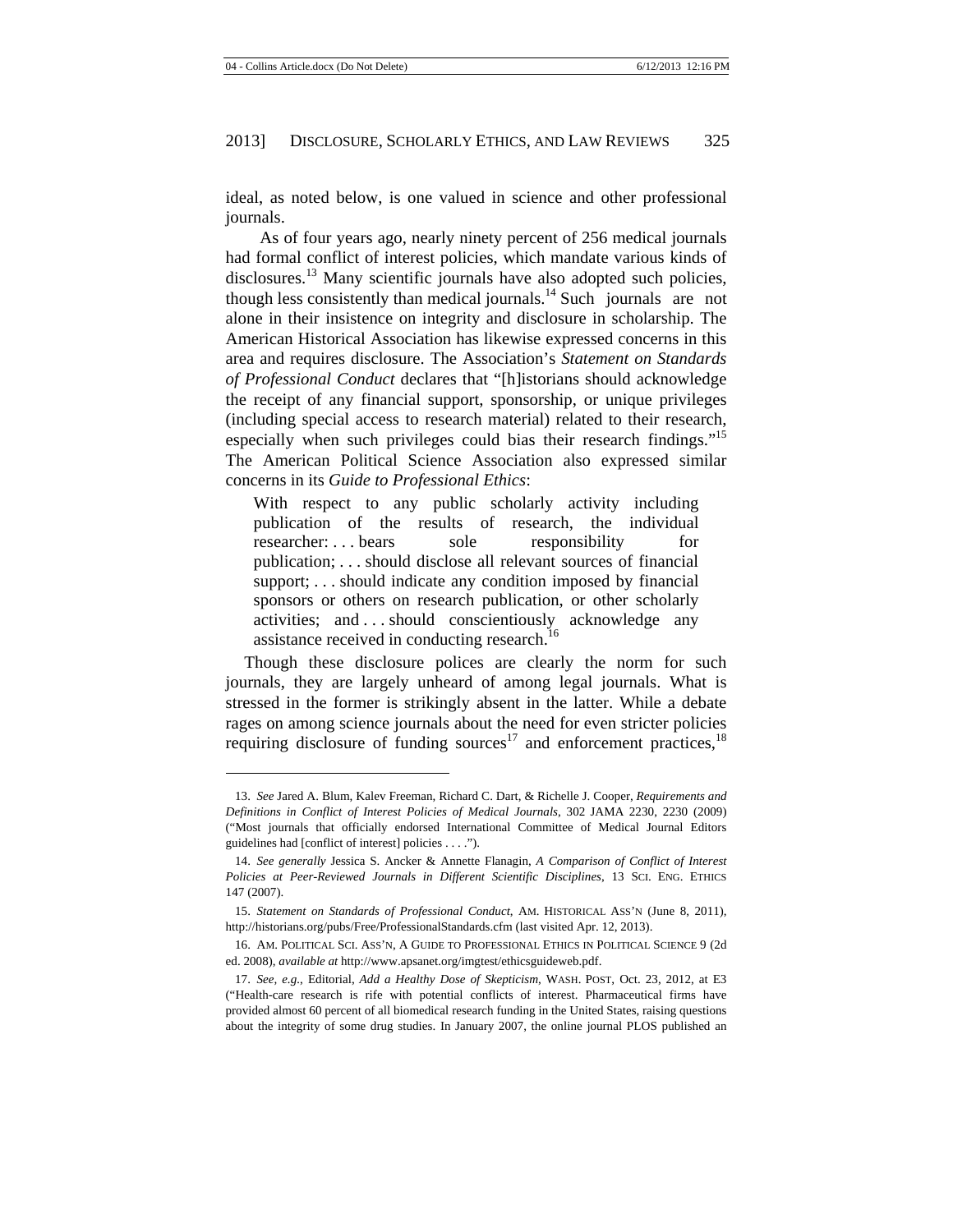ideal, as noted below, is one valued in science and other professional journals.

As of four years ago, nearly ninety percent of 256 medical journals had formal conflict of interest policies, which mandate various kinds of disclosures.[13] Many scientific journals have also adopted such policies, though less consistently than medical journals.[14] Such journals are not alone in their insistence on integrity and disclosure in scholarship. The American Historical Association has likewise expressed concerns in this area and requires disclosure. The Association's *Statement on Standards of Professional Conduct* declares that "[h]istorians should acknowledge the receipt of any financial support, sponsorship, or unique privileges (including special access to research material) related to their research, especially when such privileges could bias their research findings."[15] The American Political Science Association also expressed similar concerns in its *Guide to Professional Ethics*:

> With respect to any public scholarly activity including publication of the results of research, the individual researcher: . . . bears sole responsibility for publication; . . . should disclose all relevant sources of financial support; . . . should indicate any condition imposed by financial sponsors or others on research publication, or other scholarly activities; and . . . should conscientiously acknowledge any assistance received in conducting research.[16]

Though these disclosure polices are clearly the norm for such journals, they are largely unheard of among legal journals. What is stressed in the former is strikingly absent in the latter. While a debate rages on among science journals about the need for even stricter policies requiring disclosure of funding sources[17] and enforcement practices,[18]

---

13. *See* Jared A. Blum, Kalev Freeman, Richard C. Dart, & Richelle J. Cooper, *Requirements and Definitions in Conflict of Interest Policies of Medical Journals*, 302 JAMA 2230, 2230 (2009) ("Most journals that officially endorsed International Committee of Medical Journal Editors guidelines had [conflict of interest] policies . . . .").

14. *See generally* Jessica S. Ancker & Annette Flanagin, *A Comparison of Conflict of Interest Policies at Peer-Reviewed Journals in Different Scientific Disciplines*, 13 SCI. ENG. ETHICS 147 (2007).

15. *Statement on Standards of Professional Conduct*, AM. HISTORICAL ASS'N (June 8, 2011), http://historians.org/pubs/Free/ProfessionalStandards.cfm (last visited Apr. 12, 2013).

16. AM. POLITICAL SCI. ASS'N, A GUIDE TO PROFESSIONAL ETHICS IN POLITICAL SCIENCE 9 (2d ed. 2008), *available at* http://www.apsanet.org/imgtest/ethicsguideweb.pdf.

17. *See, e.g.*, Editorial, *Add a Healthy Dose of Skepticism*, WASH. POST, Oct. 23, 2012, at E3 ("Health-care research is rife with potential conflicts of interest. Pharmaceutical firms have provided almost 60 percent of all biomedical research funding in the United States, raising questions about the integrity of some drug studies. In January 2007, the online journal PLOS published an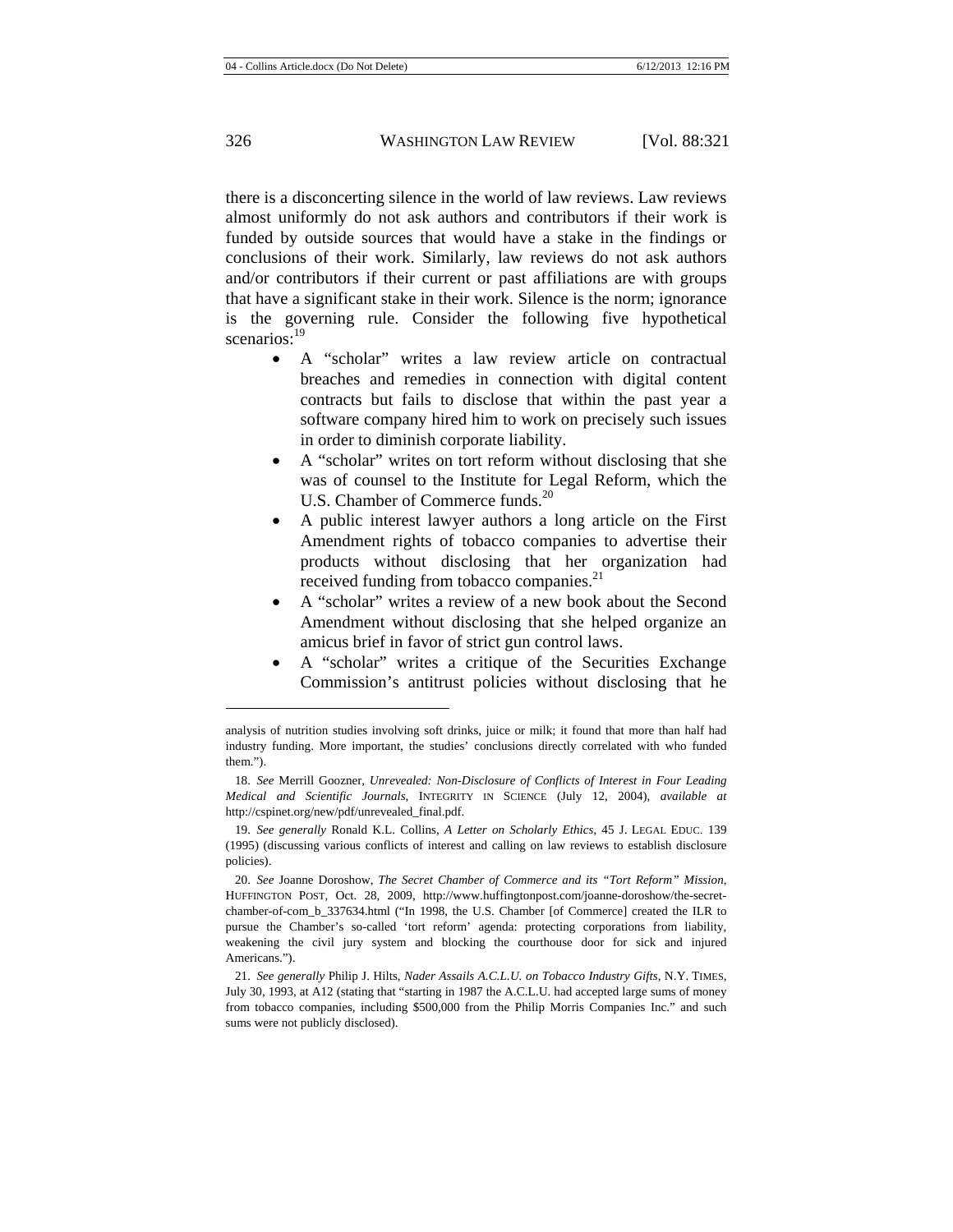there is a disconcerting silence in the world of law reviews. Law reviews almost uniformly do not ask authors and contributors if their work is funded by outside sources that would have a stake in the findings or conclusions of their work. Similarly, law reviews do not ask authors and/or contributors if their current or past affiliations are with groups that have a significant stake in their work. Silence is the norm; ignorance is the governing rule. Consider the following five hypothetical scenarios:[19]

- A "scholar" writes a law review article on contractual breaches and remedies in connection with digital content contracts but fails to disclose that within the past year a software company hired him to work on precisely such issues in order to diminish corporate liability.
- A "scholar" writes on tort reform without disclosing that she was of counsel to the Institute for Legal Reform, which the U.S. Chamber of Commerce funds.[20]
- A public interest lawyer authors a long article on the First Amendment rights of tobacco companies to advertise their products without disclosing that her organization had received funding from tobacco companies.[21]
- A "scholar" writes a review of a new book about the Second Amendment without disclosing that she helped organize an amicus brief in favor of strict gun control laws.
- A "scholar" writes a critique of the Securities Exchange Commission's antitrust policies without disclosing that he

---

analysis of nutrition studies involving soft drinks, juice or milk; it found that more than half had industry funding. More important, the studies' conclusions directly correlated with who funded them.").

18. *See* Merrill Goozner, *Unrevealed: Non-Disclosure of Conflicts of Interest in Four Leading Medical and Scientific Journals*, INTEGRITY IN SCIENCE (July 12, 2004), *available at* http://cspinet.org/new/pdf/unrevealed_final.pdf.

19. *See generally* Ronald K.L. Collins, *A Letter on Scholarly Ethics*, 45 J. LEGAL EDUC. 139 (1995) (discussing various conflicts of interest and calling on law reviews to establish disclosure policies).

20. *See* Joanne Doroshow, *The Secret Chamber of Commerce and its "Tort Reform" Mission*, HUFFINGTON POST, Oct. 28, 2009, http://www.huffingtonpost.com/joanne-doroshow/the-secret-chamber-of-com_b_337634.html ("In 1998, the U.S. Chamber [of Commerce] created the ILR to pursue the Chamber's so-called 'tort reform' agenda: protecting corporations from liability, weakening the civil jury system and blocking the courthouse door for sick and injured Americans.").

21. *See generally* Philip J. Hilts, *Nader Assails A.C.L.U. on Tobacco Industry Gifts*, N.Y. TIMES, July 30, 1993, at A12 (stating that "starting in 1987 the A.C.L.U. had accepted large sums of money from tobacco companies, including $500,000 from the Philip Morris Companies Inc." and such sums were not publicly disclosed).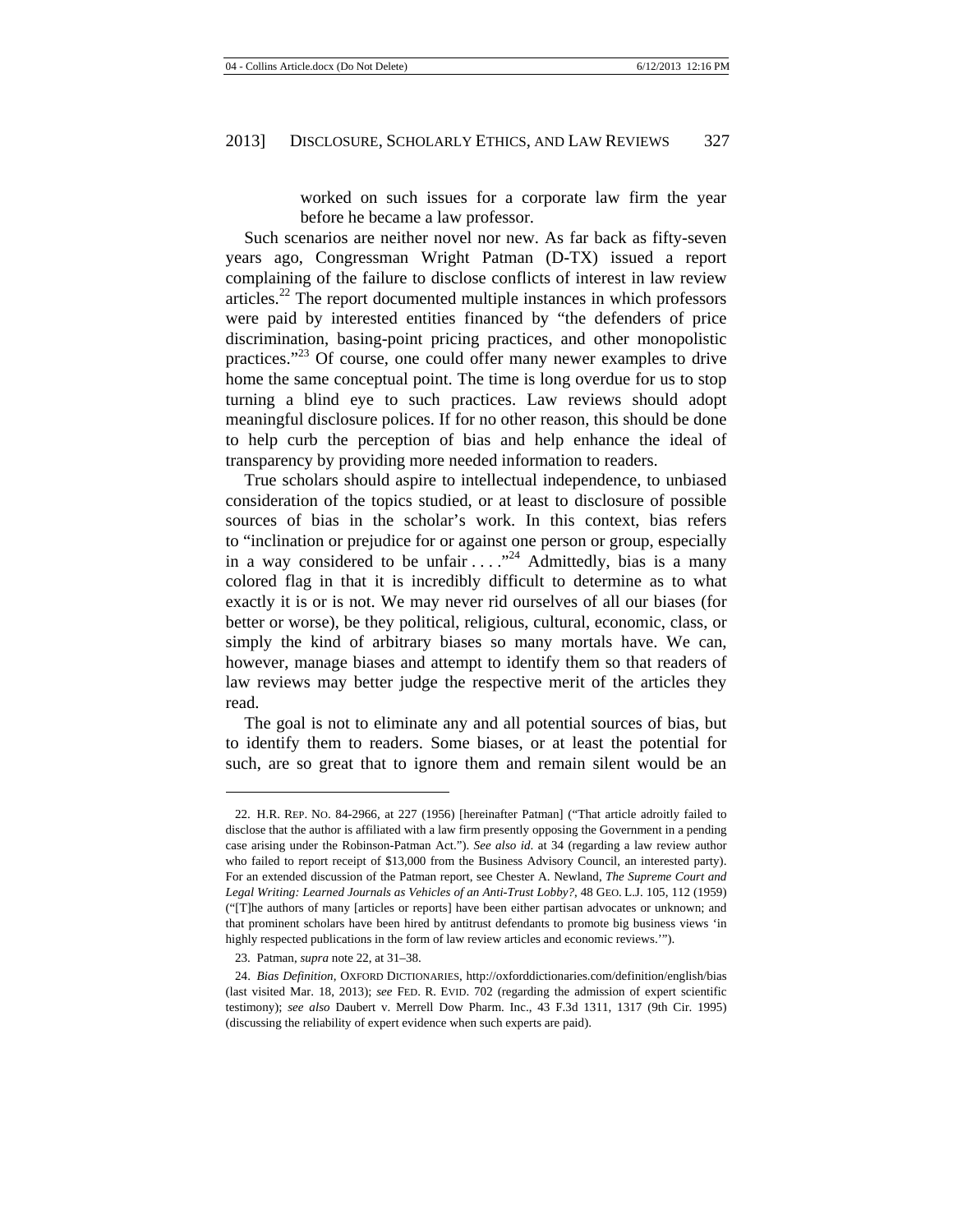worked on such issues for a corporate law firm the year before he became a law professor.

Such scenarios are neither novel nor new. As far back as fifty-seven years ago, Congressman Wright Patman (D-TX) issued a report complaining of the failure to disclose conflicts of interest in law review articles.[22] The report documented multiple instances in which professors were paid by interested entities financed by "the defenders of price discrimination, basing-point pricing practices, and other monopolistic practices."[23] Of course, one could offer many newer examples to drive home the same conceptual point. The time is long overdue for us to stop turning a blind eye to such practices. Law reviews should adopt meaningful disclosure polices. If for no other reason, this should be done to help curb the perception of bias and help enhance the ideal of transparency by providing more needed information to readers.

True scholars should aspire to intellectual independence, to unbiased consideration of the topics studied, or at least to disclosure of possible sources of bias in the scholar's work. In this context, bias refers to "inclination or prejudice for or against one person or group, especially in a way considered to be unfair . . . ."[24] Admittedly, bias is a many colored flag in that it is incredibly difficult to determine as to what exactly it is or is not. We may never rid ourselves of all our biases (for better or worse), be they political, religious, cultural, economic, class, or simply the kind of arbitrary biases so many mortals have. We can, however, manage biases and attempt to identify them so that readers of law reviews may better judge the respective merit of the articles they read.

The goal is not to eliminate any and all potential sources of bias, but to identify them to readers. Some biases, or at least the potential for such, are so great that to ignore them and remain silent would be an

---

22. H.R. REP. NO. 84-2966, at 227 (1956) [hereinafter Patman] ("That article adroitly failed to disclose that the author is affiliated with a law firm presently opposing the Government in a pending case arising under the Robinson-Patman Act."). *See also id.* at 34 (regarding a law review author who failed to report receipt of $13,000 from the Business Advisory Council, an interested party). For an extended discussion of the Patman report, see Chester A. Newland, *The Supreme Court and Legal Writing: Learned Journals as Vehicles of an Anti-Trust Lobby?*, 48 GEO. L.J. 105, 112 (1959) ("[T]he authors of many [articles or reports] have been either partisan advocates or unknown; and that prominent scholars have been hired by antitrust defendants to promote big business views 'in highly respected publications in the form of law review articles and economic reviews.'").

23. Patman, *supra* note 22, at 31–38.

24. *Bias Definition*, OXFORD DICTIONARIES, http://oxforddictionaries.com/definition/english/bias (last visited Mar. 18, 2013); *see* FED. R. EVID. 702 (regarding the admission of expert scientific testimony); *see also* Daubert v. Merrell Dow Pharm. Inc., 43 F.3d 1311, 1317 (9th Cir. 1995) (discussing the reliability of expert evidence when such experts are paid).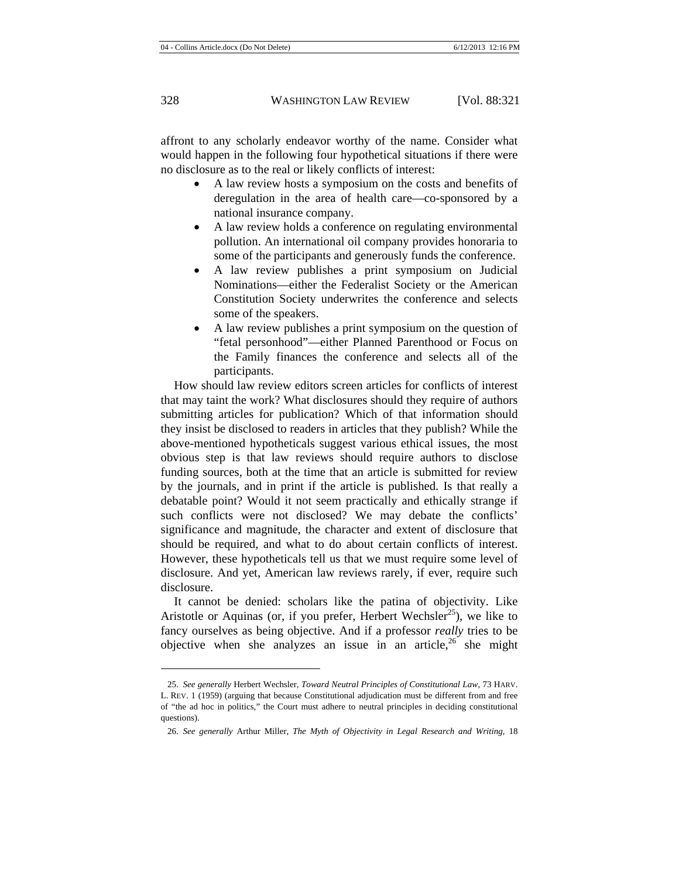affront to any scholarly endeavor worthy of the name. Consider what would happen in the following four hypothetical situations if there were no disclosure as to the real or likely conflicts of interest:

- A law review hosts a symposium on the costs and benefits of deregulation in the area of health care—co-sponsored by a national insurance company.
- A law review holds a conference on regulating environmental pollution. An international oil company provides honoraria to some of the participants and generously funds the conference.
- A law review publishes a print symposium on Judicial Nominations—either the Federalist Society or the American Constitution Society underwrites the conference and selects some of the speakers.
- A law review publishes a print symposium on the question of "fetal personhood"—either Planned Parenthood or Focus on the Family finances the conference and selects all of the participants.

How should law review editors screen articles for conflicts of interest that may taint the work? What disclosures should they require of authors submitting articles for publication? Which of that information should they insist be disclosed to readers in articles that they publish? While the above-mentioned hypotheticals suggest various ethical issues, the most obvious step is that law reviews should require authors to disclose funding sources, both at the time that an article is submitted for review by the journals, and in print if the article is published. Is that really a debatable point? Would it not seem practically and ethically strange if such conflicts were not disclosed? We may debate the conflicts' significance and magnitude, the character and extent of disclosure that should be required, and what to do about certain conflicts of interest. However, these hypotheticals tell us that we must require some level of disclosure. And yet, American law reviews rarely, if ever, require such disclosure.

It cannot be denied: scholars like the patina of objectivity. Like Aristotle or Aquinas (or, if you prefer, Herbert Wechsler[25]), we like to fancy ourselves as being objective. And if a professor *really* tries to be objective when she analyzes an issue in an article,[26] she might

---

25. *See generally* Herbert Wechsler, *Toward Neutral Principles of Constitutional Law*, 73 HARV. L. REV. 1 (1959) (arguing that because Constitutional adjudication must be different from and free of "the ad hoc in politics," the Court must adhere to neutral principles in deciding constitutional questions).

26. *See generally* Arthur Miller, *The Myth of Objectivity in Legal Research and Writing*, 18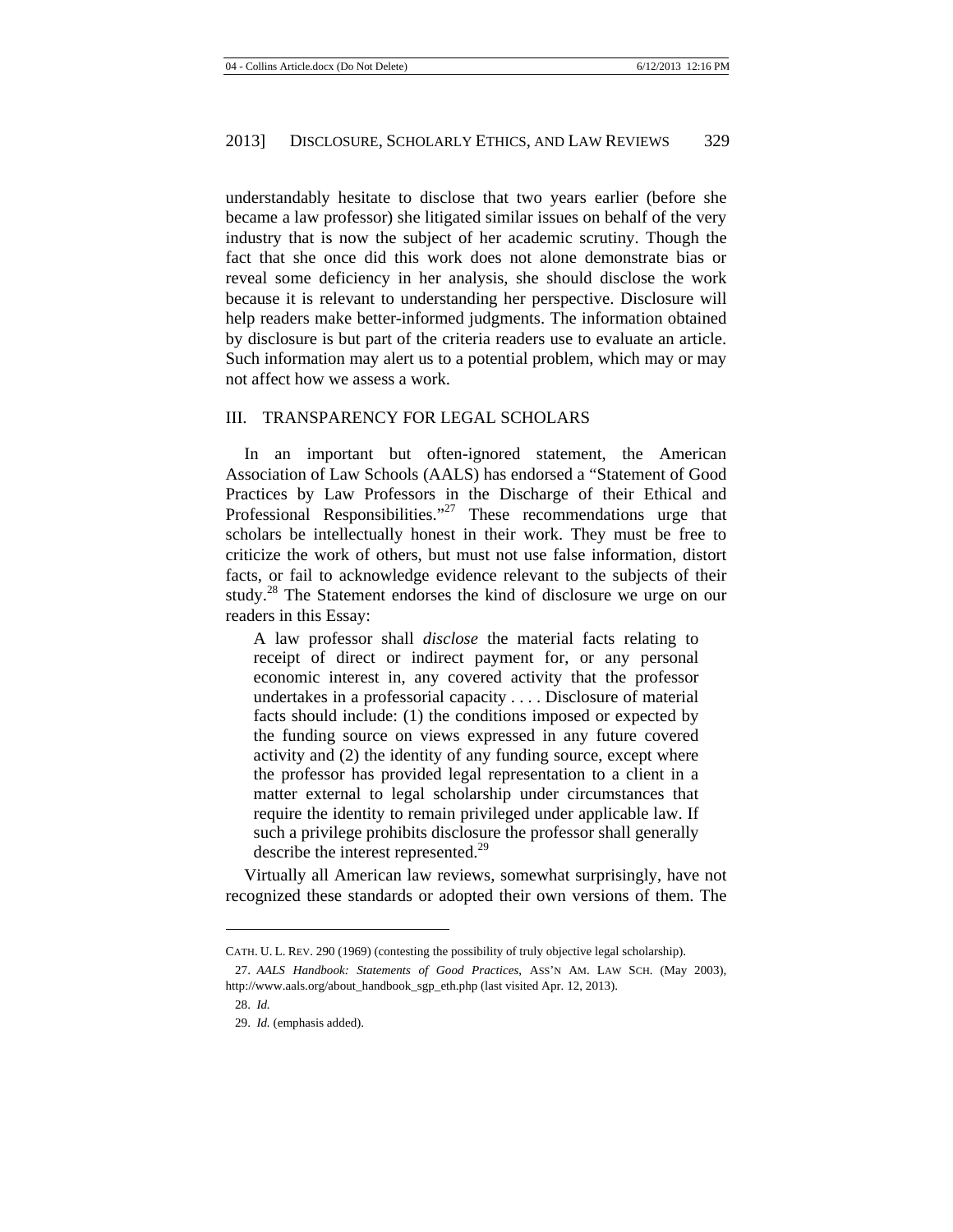understandably hesitate to disclose that two years earlier (before she became a law professor) she litigated similar issues on behalf of the very industry that is now the subject of her academic scrutiny. Though the fact that she once did this work does not alone demonstrate bias or reveal some deficiency in her analysis, she should disclose the work because it is relevant to understanding her perspective. Disclosure will help readers make better-informed judgments. The information obtained by disclosure is but part of the criteria readers use to evaluate an article. Such information may alert us to a potential problem, which may or may not affect how we assess a work.

## III. TRANSPARENCY FOR LEGAL SCHOLARS

In an important but often-ignored statement, the American Association of Law Schools (AALS) has endorsed a "Statement of Good Practices by Law Professors in the Discharge of their Ethical and Professional Responsibilities."[27] These recommendations urge that scholars be intellectually honest in their work. They must be free to criticize the work of others, but must not use false information, distort facts, or fail to acknowledge evidence relevant to the subjects of their study.[28] The Statement endorses the kind of disclosure we urge on our readers in this Essay:

> A law professor shall *disclose* the material facts relating to receipt of direct or indirect payment for, or any personal economic interest in, any covered activity that the professor undertakes in a professorial capacity . . . . Disclosure of material facts should include: (1) the conditions imposed or expected by the funding source on views expressed in any future covered activity and (2) the identity of any funding source, except where the professor has provided legal representation to a client in a matter external to legal scholarship under circumstances that require the identity to remain privileged under applicable law. If such a privilege prohibits disclosure the professor shall generally describe the interest represented.[29]

Virtually all American law reviews, somewhat surprisingly, have not recognized these standards or adopted their own versions of them. The

---

CATH. U. L. REV. 290 (1969) (contesting the possibility of truly objective legal scholarship).

27. *AALS Handbook: Statements of Good Practices*, ASS'N AM. LAW SCH. (May 2003), http://www.aals.org/about_handbook_sgp_eth.php (last visited Apr. 12, 2013).

28. *Id.*

29. *Id.* (emphasis added).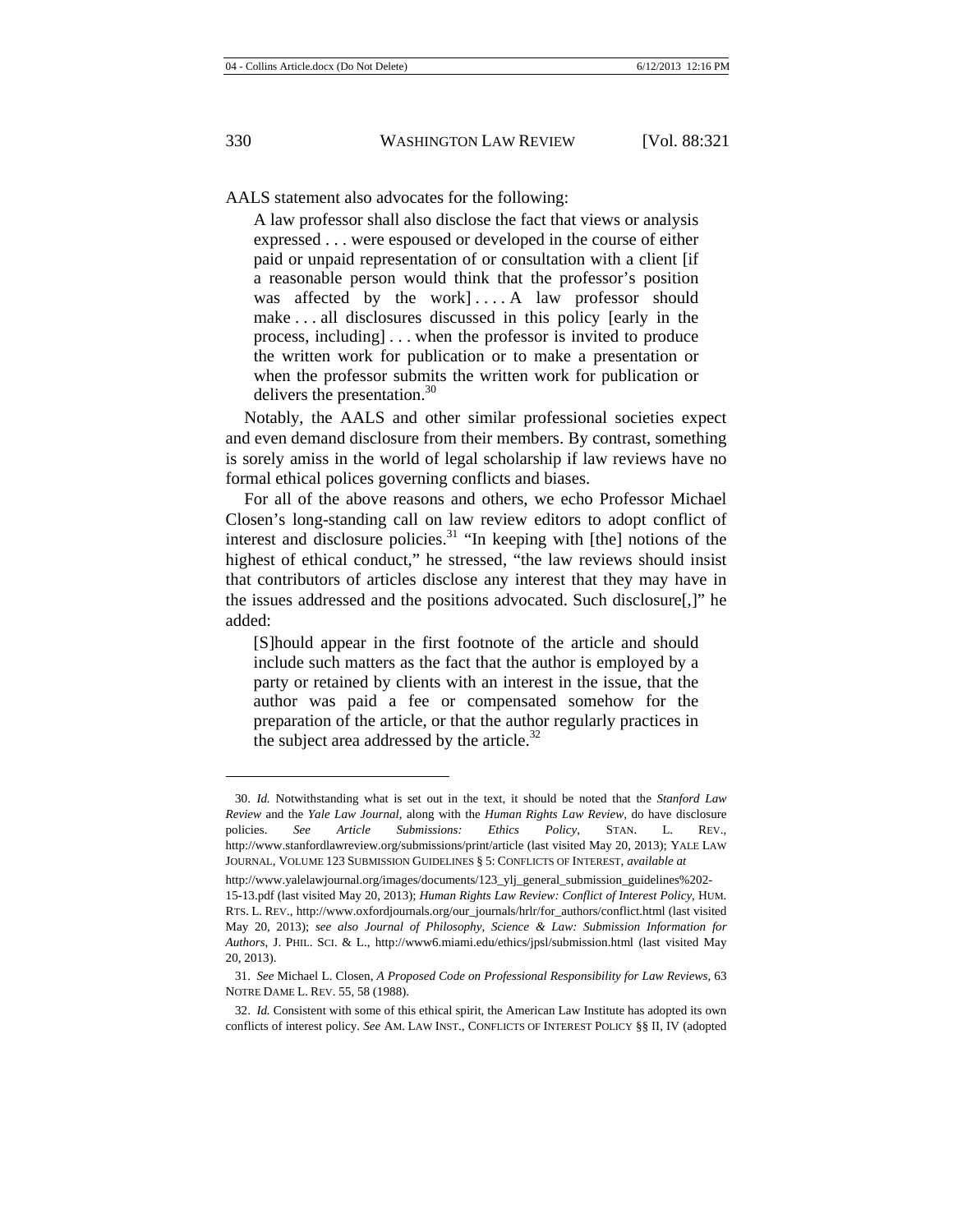AALS statement also advocates for the following:

> A law professor shall also disclose the fact that views or analysis expressed . . . were espoused or developed in the course of either paid or unpaid representation of or consultation with a client [if a reasonable person would think that the professor's position was affected by the work] . . . . A law professor should make . . . all disclosures discussed in this policy [early in the process, including] . . . when the professor is invited to produce the written work for publication or to make a presentation or when the professor submits the written work for publication or delivers the presentation.[30]

Notably, the AALS and other similar professional societies expect and even demand disclosure from their members. By contrast, something is sorely amiss in the world of legal scholarship if law reviews have no formal ethical polices governing conflicts and biases.

For all of the above reasons and others, we echo Professor Michael Closen's long-standing call on law review editors to adopt conflict of interest and disclosure policies.[31] "In keeping with [the] notions of the highest of ethical conduct," he stressed, "the law reviews should insist that contributors of articles disclose any interest that they may have in the issues addressed and the positions advocated. Such disclosure[,]" he added:

> [S]hould appear in the first footnote of the article and should include such matters as the fact that the author is employed by a party or retained by clients with an interest in the issue, that the author was paid a fee or compensated somehow for the preparation of the article, or that the author regularly practices in the subject area addressed by the article.[32]

---

30. *Id.* Notwithstanding what is set out in the text, it should be noted that the *Stanford Law Review* and the *Yale Law Journal*, along with the *Human Rights Law Review*, do have disclosure policies. *See Article Submissions: Ethics Policy*, STAN. L. REV., http://www.stanfordlawreview.org/submissions/print/article (last visited May 20, 2013); YALE LAW JOURNAL, VOLUME 123 SUBMISSION GUIDELINES § 5: CONFLICTS OF INTEREST, *available at* http://www.yalelawjournal.org/images/documents/123_ylj_general_submission_guidelines%202-15-13.pdf (last visited May 20, 2013); *Human Rights Law Review: Conflict of Interest Policy*, HUM. RTS. L. REV., http://www.oxfordjournals.org/our_journals/hrlr/for_authors/conflict.html (last visited May 20, 2013); *see also Journal of Philosophy, Science & Law: Submission Information for Authors*, J. PHIL. SCI. & L., http://www6.miami.edu/ethics/jpsl/submission.html (last visited May 20, 2013).

31. *See* Michael L. Closen, *A Proposed Code on Professional Responsibility for Law Reviews*, 63 NOTRE DAME L. REV. 55, 58 (1988).

32. *Id.* Consistent with some of this ethical spirit, the American Law Institute has adopted its own conflicts of interest policy. *See* AM. LAW INST., CONFLICTS OF INTEREST POLICY §§ II, IV (adopted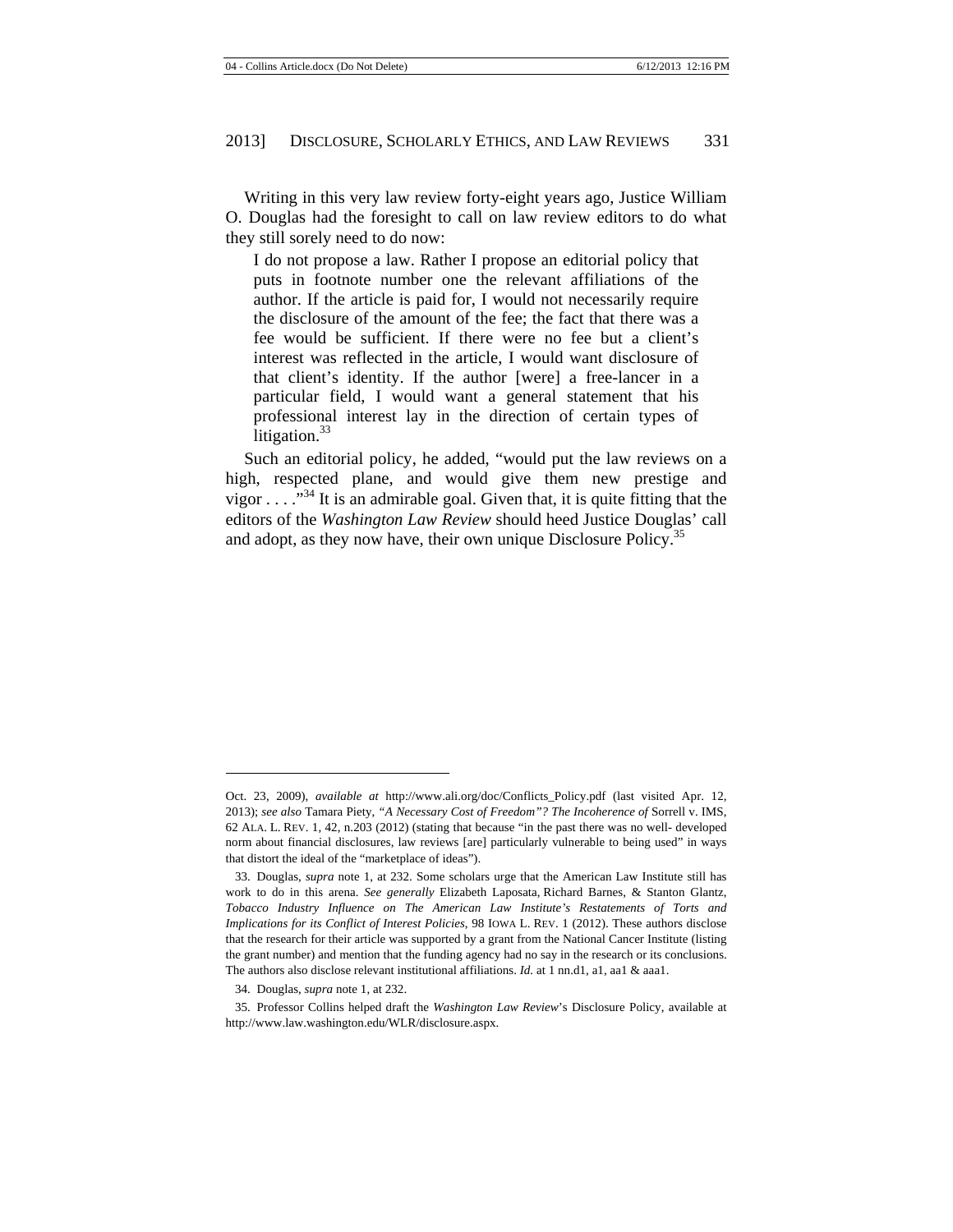Writing in this very law review forty-eight years ago, Justice William O. Douglas had the foresight to call on law review editors to do what they still sorely need to do now:

> I do not propose a law. Rather I propose an editorial policy that puts in footnote number one the relevant affiliations of the author. If the article is paid for, I would not necessarily require the disclosure of the amount of the fee; the fact that there was a fee would be sufficient. If there were no fee but a client's interest was reflected in the article, I would want disclosure of that client's identity. If the author [were] a free-lancer in a particular field, I would want a general statement that his professional interest lay in the direction of certain types of litigation.[33]

Such an editorial policy, he added, "would put the law reviews on a high, respected plane, and would give them new prestige and vigor . . . ."[34] It is an admirable goal. Given that, it is quite fitting that the editors of the *Washington Law Review* should heed Justice Douglas' call and adopt, as they now have, their own unique Disclosure Policy.[35]

---

Oct. 23, 2009), *available at* http://www.ali.org/doc/Conflicts_Policy.pdf (last visited Apr. 12, 2013); *see also* Tamara Piety, *"A Necessary Cost of Freedom"? The Incoherence of* Sorrell v. IMS, 62 ALA. L. REV. 1, 42, n.203 (2012) (stating that because "in the past there was no well- developed norm about financial disclosures, law reviews [are] particularly vulnerable to being used" in ways that distort the ideal of the "marketplace of ideas").

33. Douglas, *supra* note 1, at 232. Some scholars urge that the American Law Institute still has work to do in this arena. *See generally* Elizabeth Laposata, Richard Barnes, & Stanton Glantz, *Tobacco Industry Influence on The American Law Institute's Restatements of Torts and Implications for its Conflict of Interest Policies*, 98 IOWA L. REV. 1 (2012). These authors disclose that the research for their article was supported by a grant from the National Cancer Institute (listing the grant number) and mention that the funding agency had no say in the research or its conclusions. The authors also disclose relevant institutional affiliations. *Id.* at 1 nn.d1, a1, aa1 & aaa1.

34. Douglas, *supra* note 1, at 232.

35. Professor Collins helped draft the *Washington Law Review*'s Disclosure Policy, available at http://www.law.washington.edu/WLR/disclosure.aspx.